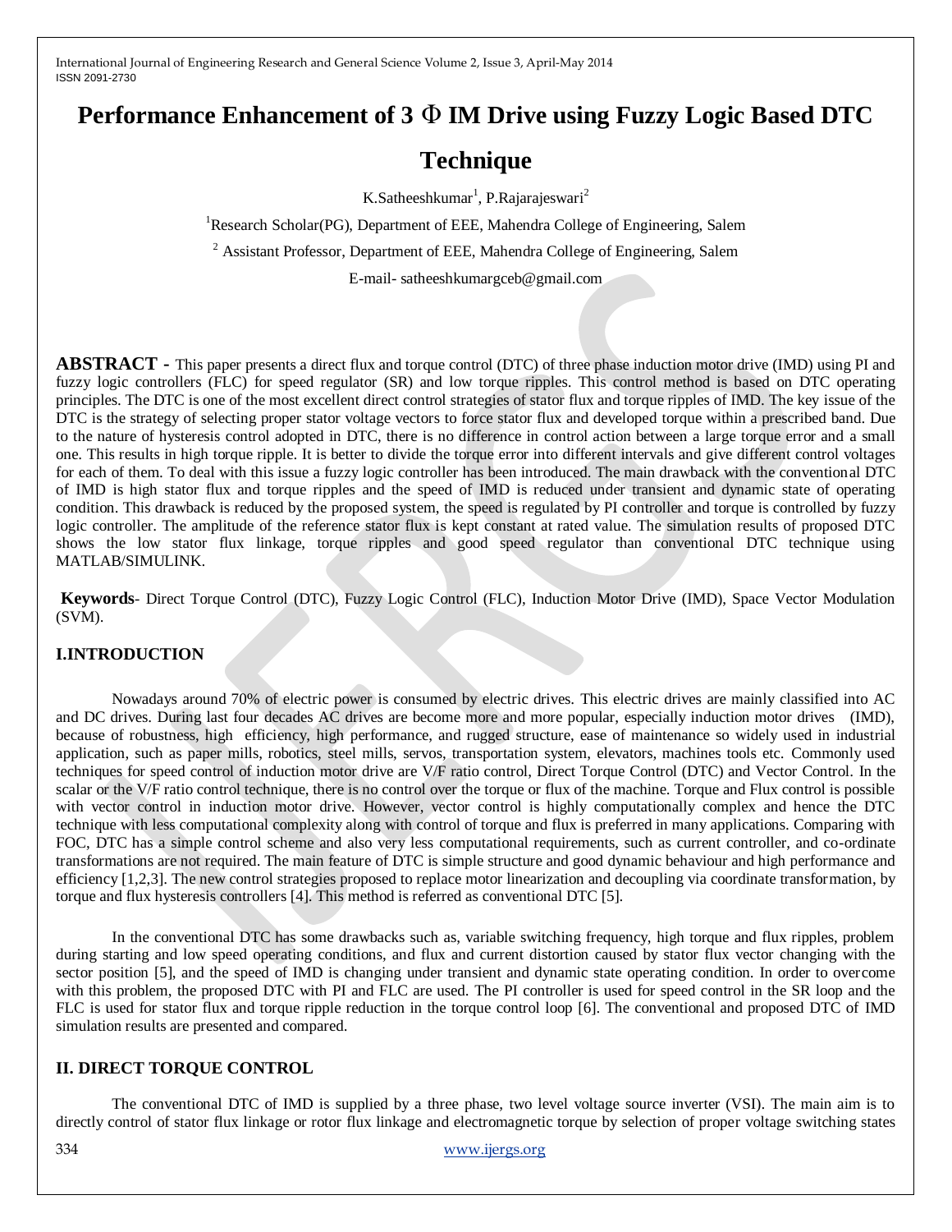# Performance Enhancement of 3 Φ IM Drive using Fuzzy Logic Based DTC Technique

K.Satheeshkumar[1], P.Rajarajeswari[2]

[1]Research Scholar(PG), Department of EEE, Mahendra College of Engineering, Salem

[2] Assistant Professor, Department of EEE, Mahendra College of Engineering, Salem

E-mail- satheeshkumargceb@gmail.com

**ABSTRACT -** This paper presents a direct flux and torque control (DTC) of three phase induction motor drive (IMD) using PI and fuzzy logic controllers (FLC) for speed regulator (SR) and low torque ripples. This control method is based on DTC operating principles. The DTC is one of the most excellent direct control strategies of stator flux and torque ripples of IMD. The key issue of the DTC is the strategy of selecting proper stator voltage vectors to force stator flux and developed torque within a prescribed band. Due to the nature of hysteresis control adopted in DTC, there is no difference in control action between a large torque error and a small one. This results in high torque ripple. It is better to divide the torque error into different intervals and give different control voltages for each of them. To deal with this issue a fuzzy logic controller has been introduced. The main drawback with the conventional DTC of IMD is high stator flux and torque ripples and the speed of IMD is reduced under transient and dynamic state of operating condition. This drawback is reduced by the proposed system, the speed is regulated by PI controller and torque is controlled by fuzzy logic controller. The amplitude of the reference stator flux is kept constant at rated value. The simulation results of proposed DTC shows the low stator flux linkage, torque ripples and good speed regulator than conventional DTC technique using MATLAB/SIMULINK.

**Keywords**- Direct Torque Control (DTC), Fuzzy Logic Control (FLC), Induction Motor Drive (IMD), Space Vector Modulation (SVM).

## I.INTRODUCTION

Nowadays around 70% of electric power is consumed by electric drives. This electric drives are mainly classified into AC and DC drives. During last four decades AC drives are become more and more popular, especially induction motor drives (IMD), because of robustness, high efficiency, high performance, and rugged structure, ease of maintenance so widely used in industrial application, such as paper mills, robotics, steel mills, servos, transportation system, elevators, machines tools etc. Commonly used techniques for speed control of induction motor drive are V/F ratio control, Direct Torque Control (DTC) and Vector Control. In the scalar or the V/F ratio control technique, there is no control over the torque or flux of the machine. Torque and Flux control is possible with vector control in induction motor drive. However, vector control is highly computationally complex and hence the DTC technique with less computational complexity along with control of torque and flux is preferred in many applications. Comparing with FOC, DTC has a simple control scheme and also very less computational requirements, such as current controller, and co-ordinate transformations are not required. The main feature of DTC is simple structure and good dynamic behaviour and high performance and efficiency [1,2,3]. The new control strategies proposed to replace motor linearization and decoupling via coordinate transformation, by torque and flux hysteresis controllers [4]. This method is referred as conventional DTC [5].

In the conventional DTC has some drawbacks such as, variable switching frequency, high torque and flux ripples, problem during starting and low speed operating conditions, and flux and current distortion caused by stator flux vector changing with the sector position [5], and the speed of IMD is changing under transient and dynamic state operating condition. In order to overcome with this problem, the proposed DTC with PI and FLC are used. The PI controller is used for speed control in the SR loop and the FLC is used for stator flux and torque ripple reduction in the torque control loop [6]. The conventional and proposed DTC of IMD simulation results are presented and compared.

## II. DIRECT TORQUE CONTROL

The conventional DTC of IMD is supplied by a three phase, two level voltage source inverter (VSI). The main aim is to directly control of stator flux linkage or rotor flux linkage and electromagnetic torque by selection of proper voltage switching states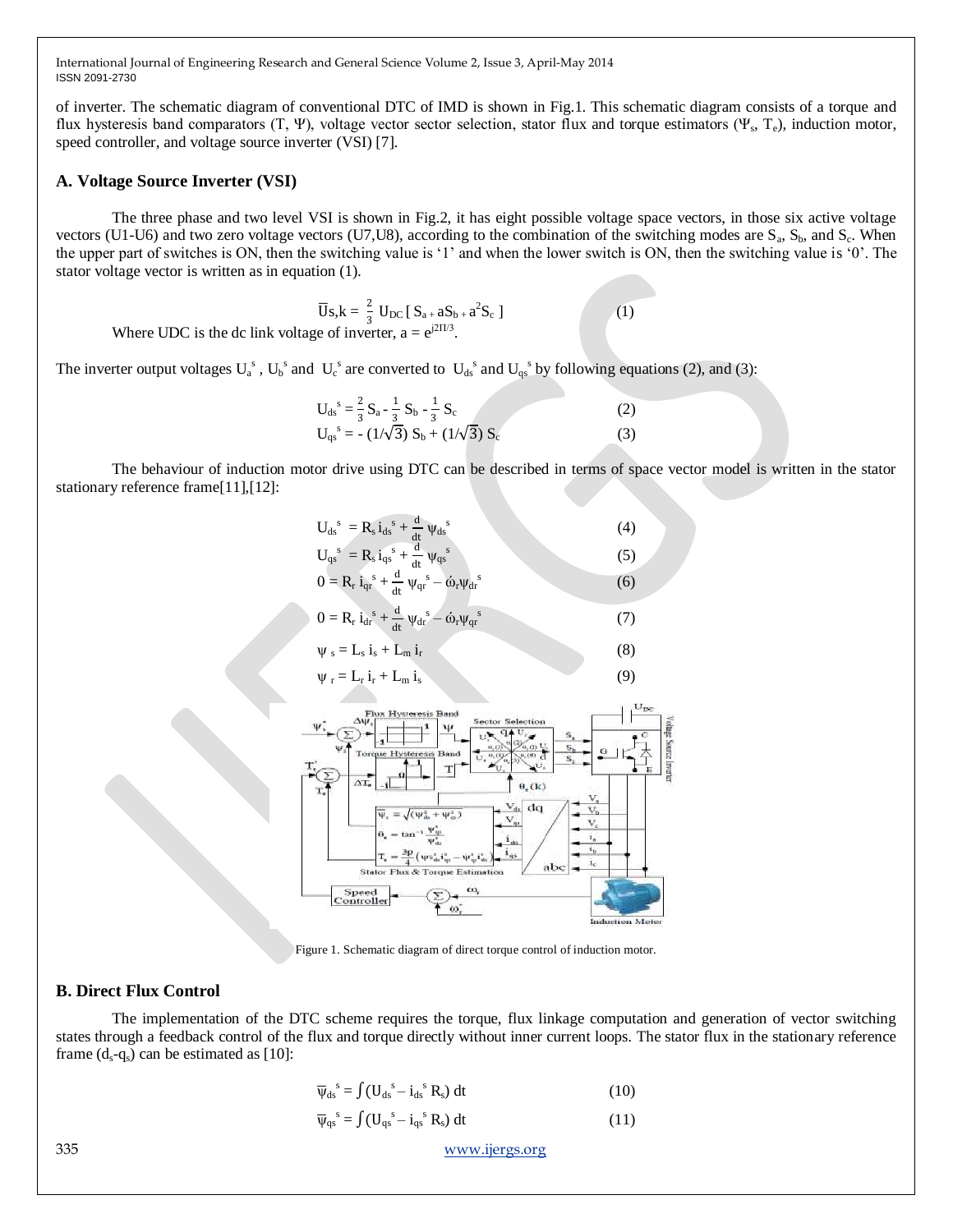of inverter. The schematic diagram of conventional DTC of IMD is shown in Fig.1. This schematic diagram consists of a torque and flux hysteresis band comparators (T, Ψ), voltage vector sector selection, stator flux and torque estimators ($\Psi_s$, $T_e$), induction motor, speed controller, and voltage source inverter (VSI) [7].

### A. Voltage Source Inverter (VSI)

The three phase and two level VSI is shown in Fig.2, it has eight possible voltage space vectors, in those six active voltage vectors (U1-U6) and two zero voltage vectors (U7,U8), according to the combination of the switching modes are $S_a$, $S_b$, and $S_c$. When the upper part of switches is ON, then the switching value is '1' and when the lower switch is ON, then the switching value is '0'. The stator voltage vector is written as in equation (1).

$$\overline{U}s,k = \frac{2}{3}\, U_{DC}\, [\, S_a + aS_b + a^2 S_c \,] \qquad (1)$$

Where UDC is the dc link voltage of inverter, $a = e^{j2\Pi/3}$.

The inverter output voltages $U_a^s$, $U_b^s$ and $U_c^s$ are converted to $U_{ds}^s$ and $U_{qs}^s$ by following equations (2), and (3):

$$U_{ds}^s = \frac{2}{3} S_a - \frac{1}{3} S_b - \frac{1}{3} S_c \qquad (2)$$

$$U_{qs}^s = -(1/\sqrt{3})\, S_b + (1/\sqrt{3})\, S_c \qquad (3)$$

The behaviour of induction motor drive using DTC can be described in terms of space vector model is written in the stator stationary reference frame[11],[12]:

$$U_{ds}^s = R_s\, i_{ds}^s + \frac{d}{dt}\, \psi_{ds}^s \qquad (4)$$

$$U_{qs}^s = R_s\, i_{qs}^s + \frac{d}{dt}\, \psi_{qs}^s \qquad (5)$$

$$0 = R_r\, i_{qr}^s + \frac{d}{dt}\, \psi_{qr}^s - \acute{\omega}_r \psi_{dr}^s \qquad (6)$$

$$0 = R_r\, i_{dr}^s + \frac{d}{dt}\, \psi_{dr}^s - \acute{\omega}_r \psi_{qr}^s \qquad (7)$$

$$\psi_s = L_s\, i_s + L_m\, i_r \qquad (8)$$

$$\psi_r = L_r\, i_r + L_m\, i_s \qquad (9)$$

Figure 1. Schematic diagram of direct torque control of induction motor.

### B. Direct Flux Control

The implementation of the DTC scheme requires the torque, flux linkage computation and generation of vector switching states through a feedback control of the flux and torque directly without inner current loops. The stator flux in the stationary reference frame ($d_s$-$q_s$) can be estimated as [10]:

$$\overline{\psi}_{ds}^s = \int (U_{ds}^s - i_{ds}^s\, R_s)\, dt \qquad (10)$$

$$\overline{\psi}_{qs}^s = \int (U_{qs}^s - i_{qs}^s\, R_s)\, dt \qquad (11)$$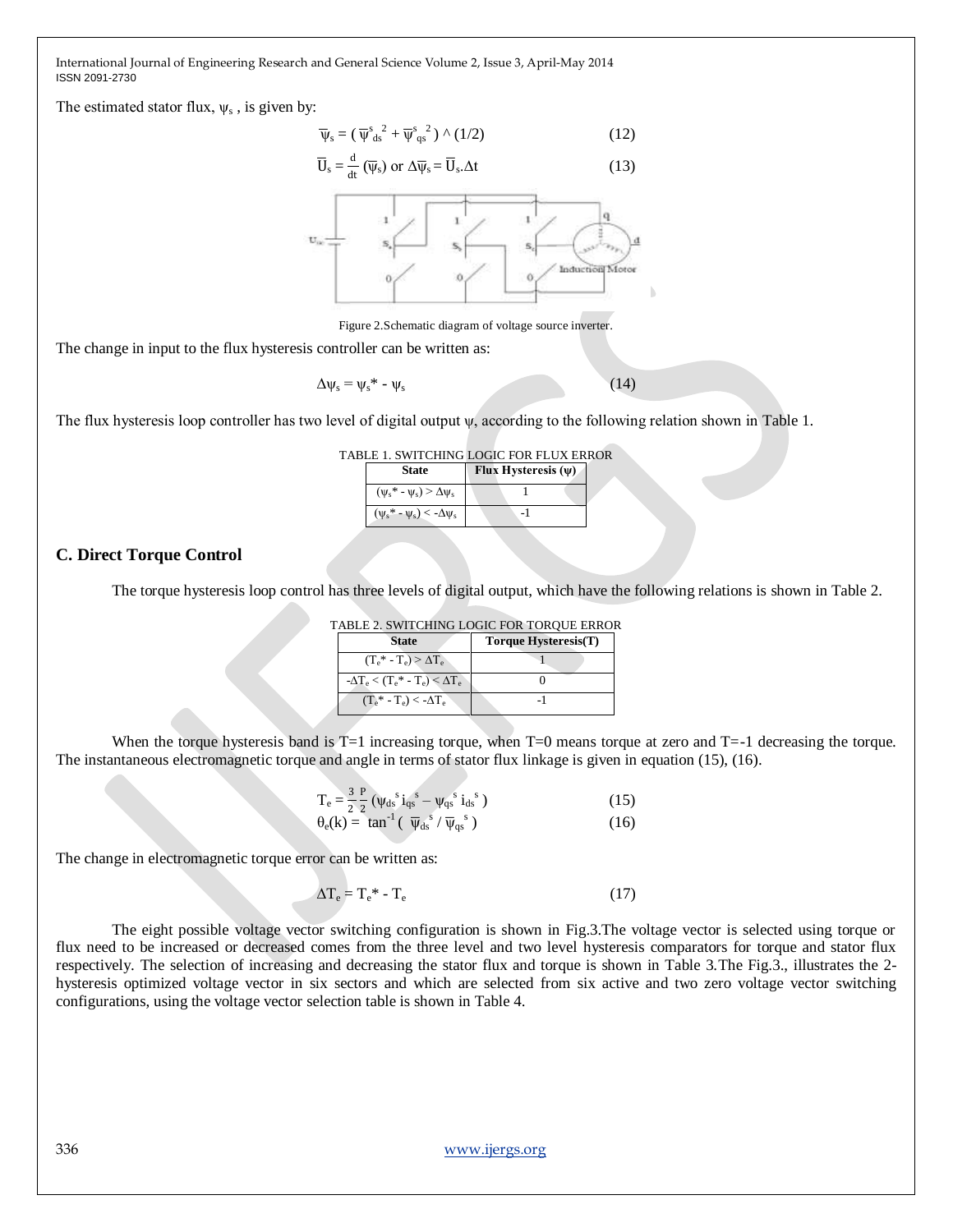The estimated stator flux, $\psi_s$ , is given by:

$$\overline{\psi}_s = ( \overline{\psi}^{s\,2}_{ds} + \overline{\psi}^{s\,2}_{qs} ) \wedge (1/2) \qquad (12)$$

$$\overline{U}_s = \frac{d}{dt} (\overline{\psi}_s) \text{ or } \Delta\overline{\psi}_s = \overline{U}_s.\Delta t \qquad (13)$$

Figure 2.Schematic diagram of voltage source inverter.

The change in input to the flux hysteresis controller can be written as:

$$\Delta\psi_s = \psi_s^* - \psi_s \qquad (14)$$

The flux hysteresis loop controller has two level of digital output $\psi$, according to the following relation shown in Table 1.

TABLE 1. SWITCHING LOGIC FOR FLUX ERROR

| State | Flux Hysteresis ($\psi$) |
|---|---|
| $(\psi_s^* - \psi_s) > \Delta\psi_s$ | 1 |
| $(\psi_s^* - \psi_s) < -\Delta\psi_s$ | -1 |

## C. Direct Torque Control

The torque hysteresis loop control has three levels of digital output, which have the following relations is shown in Table 2.

TABLE 2. SWITCHING LOGIC FOR TORQUE ERROR

| State | Torque Hysteresis(T) |
|---|---|
| $(T_e^* - T_e) > \Delta T_e$ | 1 |
| $-\Delta T_e < (T_e^* - T_e) < \Delta T_e$ | 0 |
| $(T_e^* - T_e) < -\Delta T_e$ | -1 |

When the torque hysteresis band is T=1 increasing torque, when T=0 means torque at zero and T=-1 decreasing the torque. The instantaneous electromagnetic torque and angle in terms of stator flux linkage is given in equation (15), (16).

$$T_e = \frac{3}{2}\frac{P}{2} (\psi_{ds}^{s} i_{qs}^{s} - \psi_{qs}^{s} i_{ds}^{s}) \qquad (15)$$

$$\theta_e(k) = \tan^{-1} ( \overline{\psi}_{ds}^{s} / \overline{\psi}_{qs}^{s} ) \qquad (16)$$

The change in electromagnetic torque error can be written as:

$$\Delta T_e = T_e^* - T_e \qquad (17)$$

The eight possible voltage vector switching configuration is shown in Fig.3.The voltage vector is selected using torque or flux need to be increased or decreased comes from the three level and two level hysteresis comparators for torque and stator flux respectively. The selection of increasing and decreasing the stator flux and torque is shown in Table 3.The Fig.3., illustrates the 2-hysteresis optimized voltage vector in six sectors and which are selected from six active and two zero voltage vector switching configurations, using the voltage vector selection table is shown in Table 4.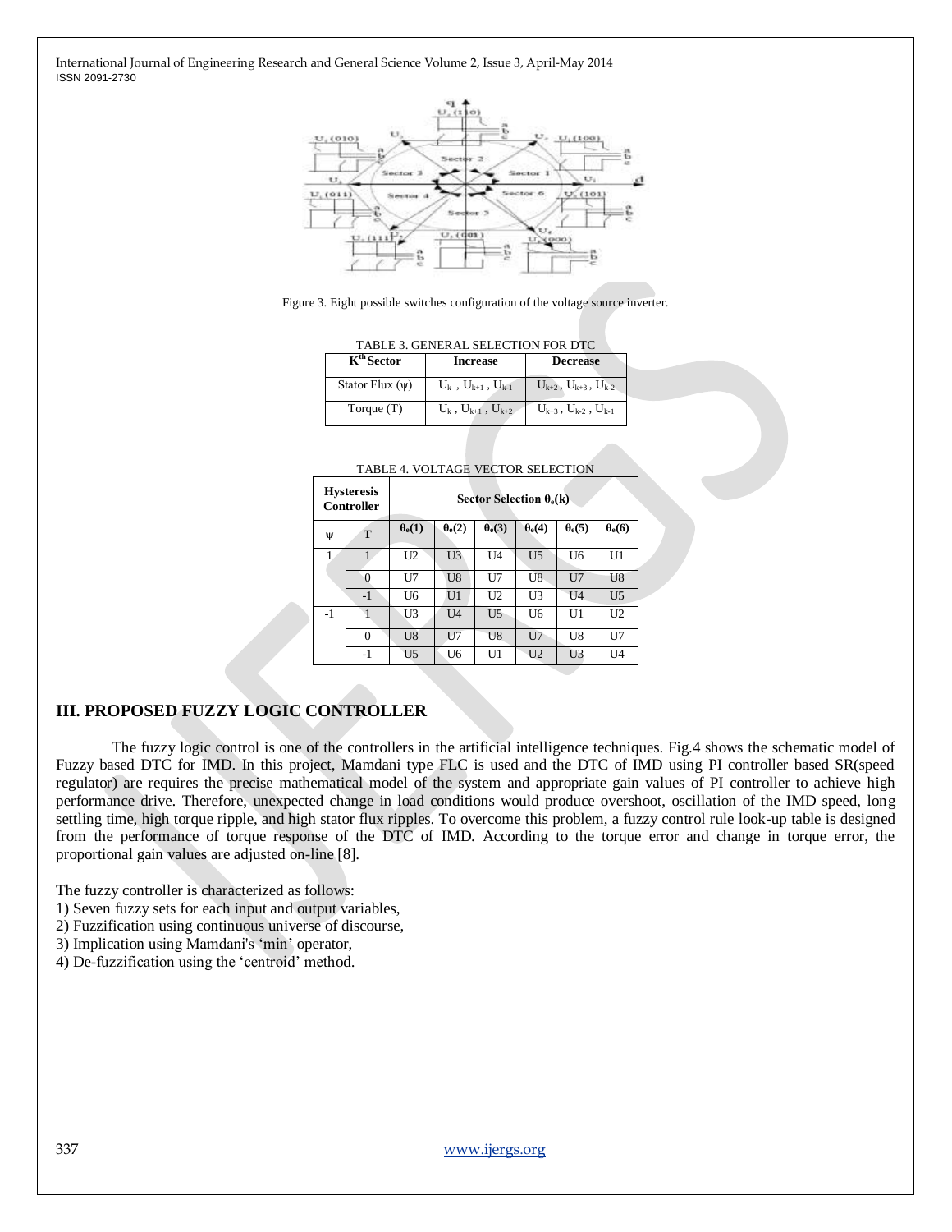Figure 3. Eight possible switches configuration of the voltage source inverter.

TABLE 3. GENERAL SELECTION FOR DTC

| $K^{th}$ Sector | Increase | Decrease |
|---|---|---|
| Stator Flux (ψ) | $U_k$ , $U_{k+1}$ , $U_{k-1}$ | $U_{k+2}$ , $U_{k+3}$ , $U_{k-2}$ |
| Torque (T) | $U_k$ , $U_{k+1}$ , $U_{k+2}$ | $U_{k+3}$ , $U_{k-2}$ , $U_{k-1}$ |

TABLE 4. VOLTAGE VECTOR SELECTION

| Hysteresis Controller | | Sector Selection $\theta_e(k)$ | | | | | |
|---|---|---|---|---|---|---|---|
| ψ | T | $\theta_e(1)$ | $\theta_e(2)$ | $\theta_e(3)$ | $\theta_e(4)$ | $\theta_e(5)$ | $\theta_e(6)$ |
| 1 | 1 | U2 | U3 | U4 | U5 | U6 | U1 |
| | 0 | U7 | U8 | U7 | U8 | U7 | U8 |
| | -1 | U6 | U1 | U2 | U3 | U4 | U5 |
| -1 | 1 | U3 | U4 | U5 | U6 | U1 | U2 |
| | 0 | U8 | U7 | U8 | U7 | U8 | U7 |
| | -1 | U5 | U6 | U1 | U2 | U3 | U4 |

## III. PROPOSED FUZZY LOGIC CONTROLLER

The fuzzy logic control is one of the controllers in the artificial intelligence techniques. Fig.4 shows the schematic model of Fuzzy based DTC for IMD. In this project, Mamdani type FLC is used and the DTC of IMD using PI controller based SR(speed regulator) are requires the precise mathematical model of the system and appropriate gain values of PI controller to achieve high performance drive. Therefore, unexpected change in load conditions would produce overshoot, oscillation of the IMD speed, long settling time, high torque ripple, and high stator flux ripples. To overcome this problem, a fuzzy control rule look-up table is designed from the performance of torque response of the DTC of IMD. According to the torque error and change in torque error, the proportional gain values are adjusted on-line [8].

The fuzzy controller is characterized as follows:
1) Seven fuzzy sets for each input and output variables,
2) Fuzzification using continuous universe of discourse,
3) Implication using Mamdani's 'min' operator,
4) De-fuzzification using the 'centroid' method.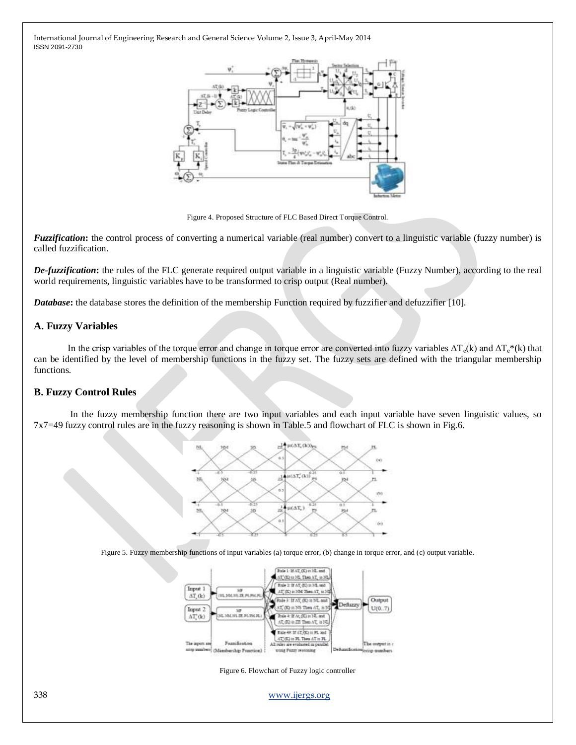Figure 4. Proposed Structure of FLC Based Direct Torque Control.

***Fuzzification*****:** the control process of converting a numerical variable (real number) convert to a linguistic variable (fuzzy number) is called fuzzification.

***De-fuzzification*****:** the rules of the FLC generate required output variable in a linguistic variable (Fuzzy Number), according to the real world requirements, linguistic variables have to be transformed to crisp output (Real number).

***Database*****:** the database stores the definition of the membership Function required by fuzzifier and defuzzifier [10].

## A. Fuzzy Variables

In the crisp variables of the torque error and change in torque error are converted into fuzzy variables $\Delta T_e(k)$ and $\Delta T_e^*(k)$ that can be identified by the level of membership functions in the fuzzy set. The fuzzy sets are defined with the triangular membership functions.

## B. Fuzzy Control Rules

In the fuzzy membership function there are two input variables and each input variable have seven linguistic values, so 7x7=49 fuzzy control rules are in the fuzzy reasoning is shown in Table.5 and flowchart of FLC is shown in Fig.6.

Figure 5. Fuzzy membership functions of input variables (a) torque error, (b) change in torque error, and (c) output variable.

Figure 6. Flowchart of Fuzzy logic controller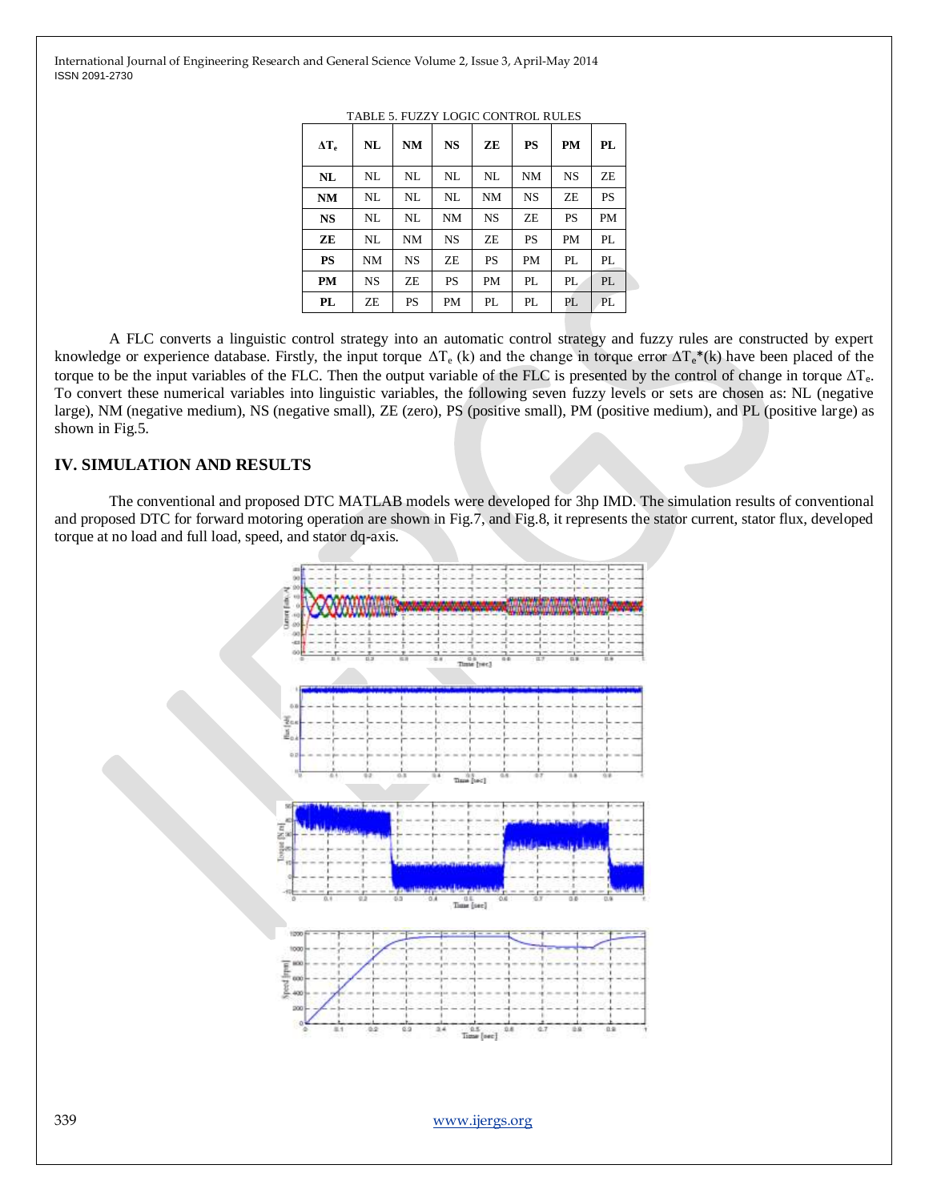TABLE 5. FUZZY LOGIC CONTROL RULES

| $\Delta T_e$ | NL | NM | NS | ZE | PS | PM | PL |
|---|---|---|---|---|---|---|---|
| **NL** | NL | NL | NL | NL | NM | NS | ZE |
| **NM** | NL | NL | NL | NM | NS | ZE | PS |
| **NS** | NL | NL | NM | NS | ZE | PS | PM |
| **ZE** | NL | NM | NS | ZE | PS | PM | PL |
| **PS** | NM | NS | ZE | PS | PM | PL | PL |
| **PM** | NS | ZE | PS | PM | PL | PL | PL |
| **PL** | ZE | PS | PM | PL | PL | PL | PL |

A FLC converts a linguistic control strategy into an automatic control strategy and fuzzy rules are constructed by expert knowledge or experience database. Firstly, the input torque $\Delta T_e$ (k) and the change in torque error $\Delta T_e$*(k) have been placed of the torque to be the input variables of the FLC. Then the output variable of the FLC is presented by the control of change in torque $\Delta T_e$. To convert these numerical variables into linguistic variables, the following seven fuzzy levels or sets are chosen as: NL (negative large), NM (negative medium), NS (negative small), ZE (zero), PS (positive small), PM (positive medium), and PL (positive large) as shown in Fig.5.

## IV. SIMULATION AND RESULTS

The conventional and proposed DTC MATLAB models were developed for 3hp IMD. The simulation results of conventional and proposed DTC for forward motoring operation are shown in Fig.7, and Fig.8, it represents the stator current, stator flux, developed torque at no load and full load, speed, and stator dq-axis.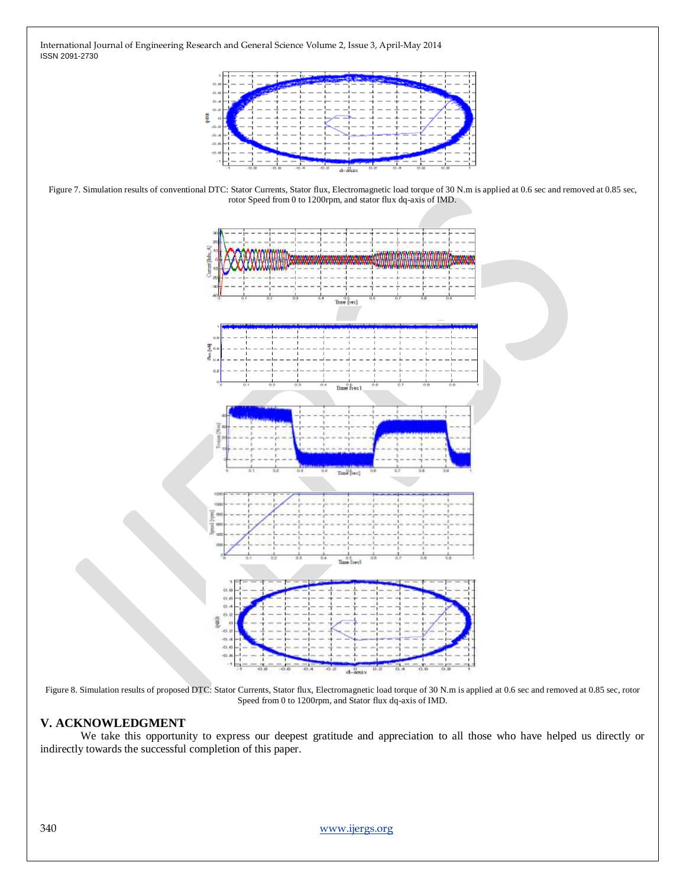Figure 7. Simulation results of conventional DTC: Stator Currents, Stator flux, Electromagnetic load torque of 30 N.m is applied at 0.6 sec and removed at 0.85 sec, rotor Speed from 0 to 1200rpm, and stator flux dq-axis of IMD.

Figure 8. Simulation results of proposed DTC: Stator Currents, Stator flux, Electromagnetic load torque of 30 N.m is applied at 0.6 sec and removed at 0.85 sec, rotor Speed from 0 to 1200rpm, and Stator flux dq-axis of IMD.

## V. ACKNOWLEDGMENT

We take this opportunity to express our deepest gratitude and appreciation to all those who have helped us directly or indirectly towards the successful completion of this paper.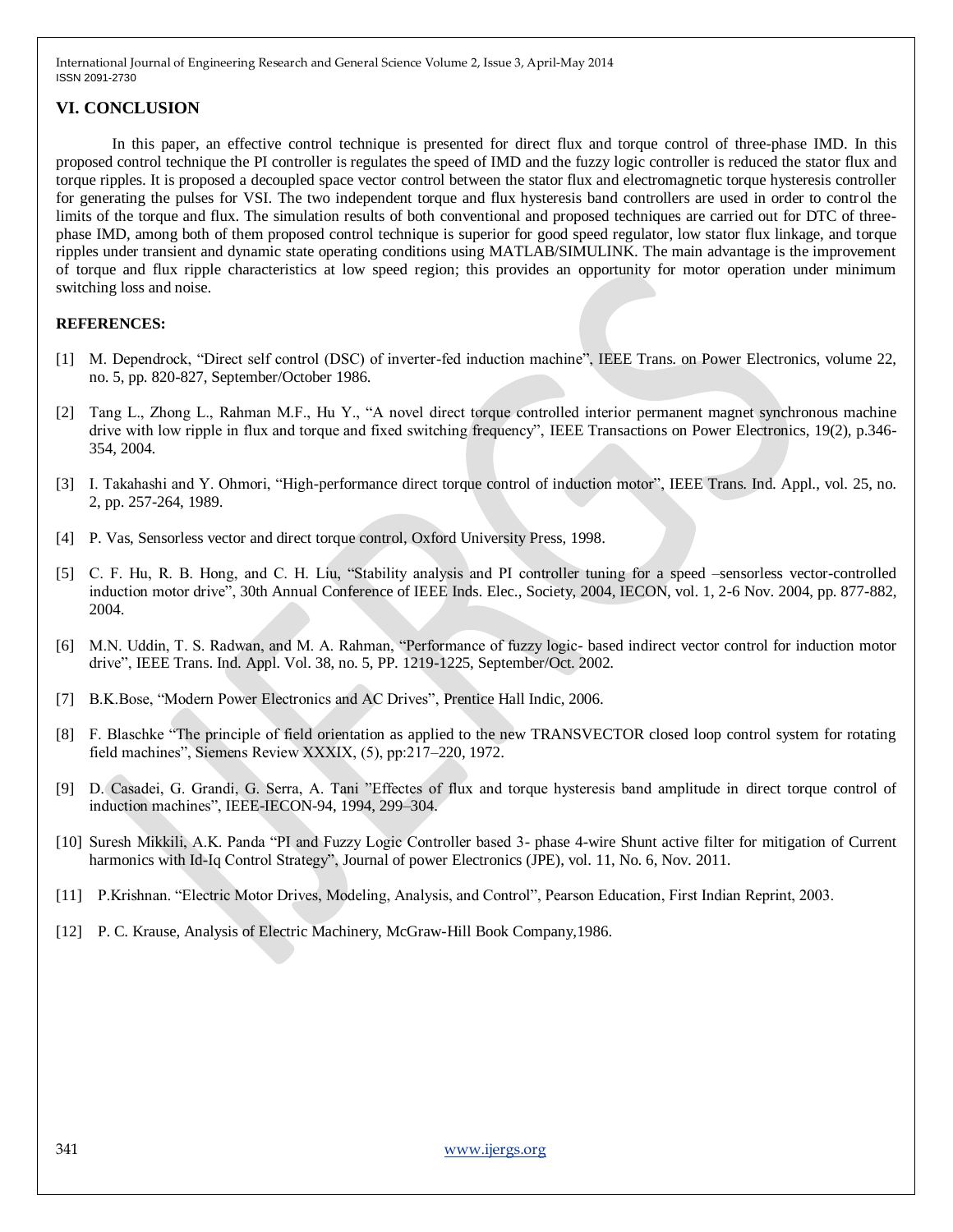## VI. CONCLUSION

In this paper, an effective control technique is presented for direct flux and torque control of three-phase IMD. In this proposed control technique the PI controller is regulates the speed of IMD and the fuzzy logic controller is reduced the stator flux and torque ripples. It is proposed a decoupled space vector control between the stator flux and electromagnetic torque hysteresis controller for generating the pulses for VSI. The two independent torque and flux hysteresis band controllers are used in order to control the limits of the torque and flux. The simulation results of both conventional and proposed techniques are carried out for DTC of three-phase IMD, among both of them proposed control technique is superior for good speed regulator, low stator flux linkage, and torque ripples under transient and dynamic state operating conditions using MATLAB/SIMULINK. The main advantage is the improvement of torque and flux ripple characteristics at low speed region; this provides an opportunity for motor operation under minimum switching loss and noise.

**REFERENCES:**

[1] M. Dependrock, "Direct self control (DSC) of inverter-fed induction machine", IEEE Trans. on Power Electronics, volume 22, no. 5, pp. 820-827, September/October 1986.

[2] Tang L., Zhong L., Rahman M.F., Hu Y., "A novel direct torque controlled interior permanent magnet synchronous machine drive with low ripple in flux and torque and fixed switching frequency", IEEE Transactions on Power Electronics, 19(2), p.346-354, 2004.

[3] I. Takahashi and Y. Ohmori, "High-performance direct torque control of induction motor", IEEE Trans. Ind. Appl., vol. 25, no. 2, pp. 257-264, 1989.

[4] P. Vas, Sensorless vector and direct torque control, Oxford University Press, 1998.

[5] C. F. Hu, R. B. Hong, and C. H. Liu, "Stability analysis and PI controller tuning for a speed –sensorless vector-controlled induction motor drive", 30th Annual Conference of IEEE Inds. Elec., Society, 2004, IECON, vol. 1, 2-6 Nov. 2004, pp. 877-882, 2004.

[6] M.N. Uddin, T. S. Radwan, and M. A. Rahman, "Performance of fuzzy logic- based indirect vector control for induction motor drive", IEEE Trans. Ind. Appl. Vol. 38, no. 5, PP. 1219-1225, September/Oct. 2002.

[7] B.K.Bose, "Modern Power Electronics and AC Drives", Prentice Hall Indic, 2006.

[8] F. Blaschke "The principle of field orientation as applied to the new TRANSVECTOR closed loop control system for rotating field machines", Siemens Review XXXIX, (5), pp:217–220, 1972.

[9] D. Casadei, G. Grandi, G. Serra, A. Tani "Effectes of flux and torque hysteresis band amplitude in direct torque control of induction machines", IEEE-IECON-94, 1994, 299–304.

[10] Suresh Mikkili, A.K. Panda "PI and Fuzzy Logic Controller based 3- phase 4-wire Shunt active filter for mitigation of Current harmonics with Id-Iq Control Strategy", Journal of power Electronics (JPE), vol. 11, No. 6, Nov. 2011.

[11] P.Krishnan. "Electric Motor Drives, Modeling, Analysis, and Control", Pearson Education, First Indian Reprint, 2003.

[12] P. C. Krause, Analysis of Electric Machinery, McGraw-Hill Book Company,1986.